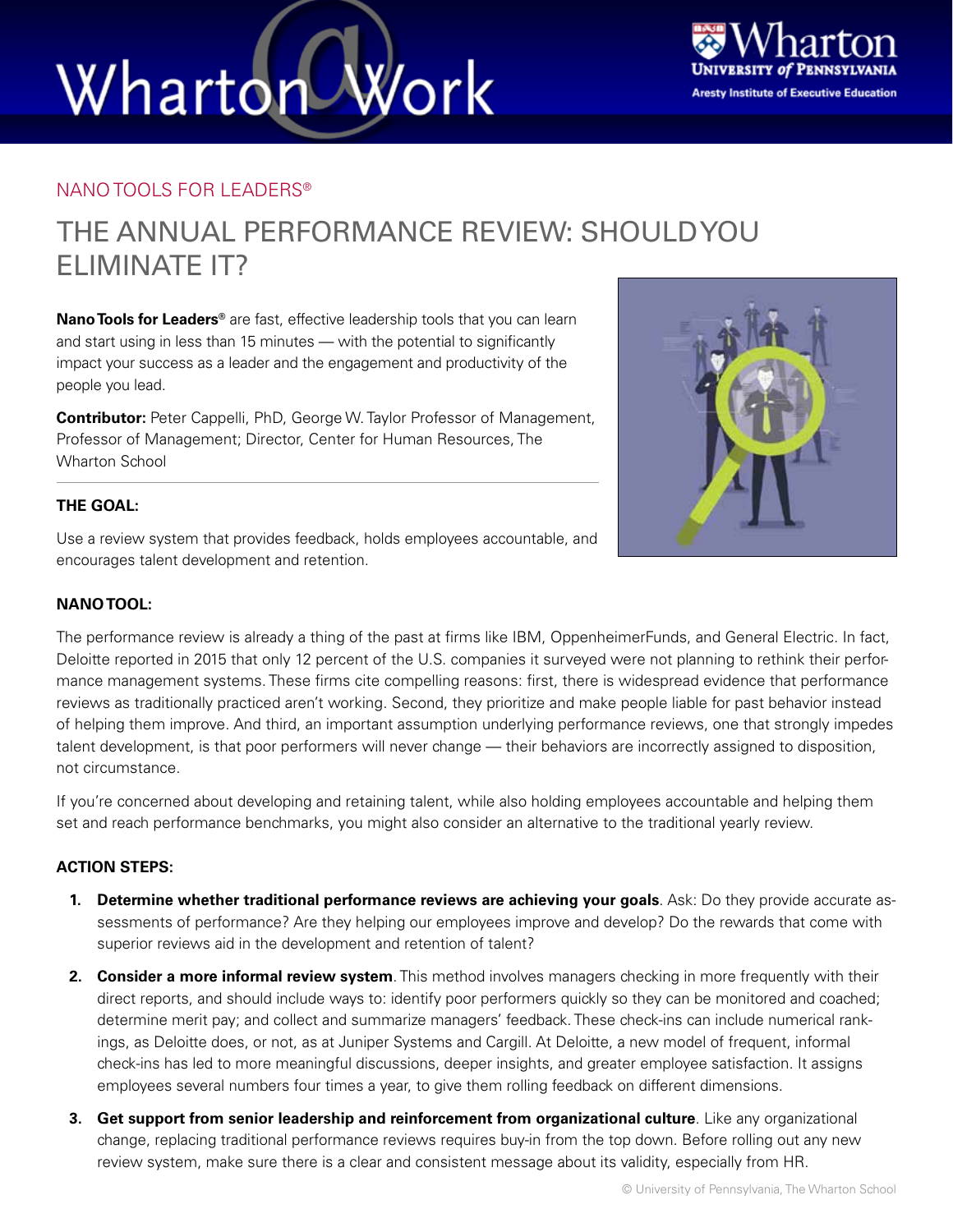NANO TOOLS FOR LEADERS®

# THE ANNUAL PERFORMANCE REVIEW: SHOULD YOU ELIMINATE IT?

**Nano Tools for Leaders®** are fast, effective leadership tools that you can learn and start using in less than 15 minutes — with the potential to significantly impact your success as a leader and the engagement and productivity of the people you lead.

**Contributor:** Peter Cappelli, PhD, George W. Taylor Professor of Management, Professor of Management; Director, Center for Human Resources, The Wharton School

### THE GOAL:

Use a review system that provides feedback, holds employees accountable, and encourages talent development and retention.

### NANO TOOL:

The performance review is already a thing of the past at firms like IBM, OppenheimerFunds, and General Electric. In fact, Deloitte reported in 2015 that only 12 percent of the U.S. companies it surveyed were not planning to rethink their performance management systems. These firms cite compelling reasons: first, there is widespread evidence that performance reviews as traditionally practiced aren't working. Second, they prioritize and make people liable for past behavior instead of helping them improve. And third, an important assumption underlying performance reviews, one that strongly impedes talent development, is that poor performers will never change — their behaviors are incorrectly assigned to disposition, not circumstance.

If you're concerned about developing and retaining talent, while also holding employees accountable and helping them set and reach performance benchmarks, you might also consider an alternative to the traditional yearly review.

### ACTION STEPS:

1. **Determine whether traditional performance reviews are achieving your goals**. Ask: Do they provide accurate assessments of performance? Are they helping our employees improve and develop? Do the rewards that come with superior reviews aid in the development and retention of talent?
2. **Consider a more informal review system**. This method involves managers checking in more frequently with their direct reports, and should include ways to: identify poor performers quickly so they can be monitored and coached; determine merit pay; and collect and summarize managers' feedback. These check-ins can include numerical rankings, as Deloitte does, or not, as at Juniper Systems and Cargill. At Deloitte, a new model of frequent, informal check-ins has led to more meaningful discussions, deeper insights, and greater employee satisfaction. It assigns employees several numbers four times a year, to give them rolling feedback on different dimensions.
3. **Get support from senior leadership and reinforcement from organizational culture**. Like any organizational change, replacing traditional performance reviews requires buy-in from the top down. Before rolling out any new review system, make sure there is a clear and consistent message about its validity, especially from HR.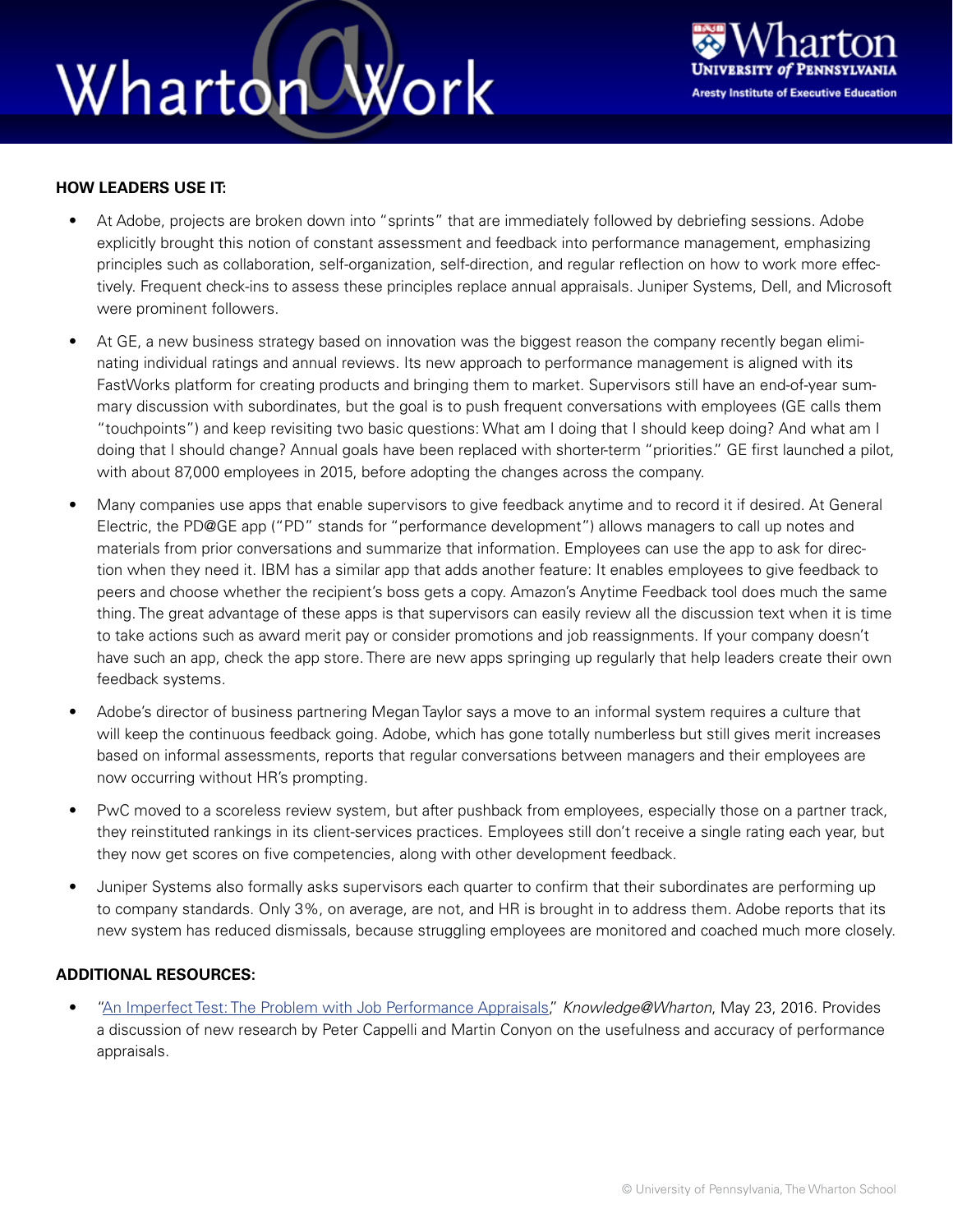**HOW LEADERS USE IT:**

- At Adobe, projects are broken down into "sprints" that are immediately followed by debriefing sessions. Adobe explicitly brought this notion of constant assessment and feedback into performance management, emphasizing principles such as collaboration, self-organization, self-direction, and regular reflection on how to work more effectively. Frequent check-ins to assess these principles replace annual appraisals. Juniper Systems, Dell, and Microsoft were prominent followers.
- At GE, a new business strategy based on innovation was the biggest reason the company recently began eliminating individual ratings and annual reviews. Its new approach to performance management is aligned with its FastWorks platform for creating products and bringing them to market. Supervisors still have an end-of-year summary discussion with subordinates, but the goal is to push frequent conversations with employees (GE calls them "touchpoints") and keep revisiting two basic questions: What am I doing that I should keep doing? And what am I doing that I should change? Annual goals have been replaced with shorter-term "priorities." GE first launched a pilot, with about 87,000 employees in 2015, before adopting the changes across the company.
- Many companies use apps that enable supervisors to give feedback anytime and to record it if desired. At General Electric, the PD@GE app ("PD" stands for "performance development") allows managers to call up notes and materials from prior conversations and summarize that information. Employees can use the app to ask for direction when they need it. IBM has a similar app that adds another feature: It enables employees to give feedback to peers and choose whether the recipient's boss gets a copy. Amazon's Anytime Feedback tool does much the same thing. The great advantage of these apps is that supervisors can easily review all the discussion text when it is time to take actions such as award merit pay or consider promotions and job reassignments. If your company doesn't have such an app, check the app store. There are new apps springing up regularly that help leaders create their own feedback systems.
- Adobe's director of business partnering Megan Taylor says a move to an informal system requires a culture that will keep the continuous feedback going. Adobe, which has gone totally numberless but still gives merit increases based on informal assessments, reports that regular conversations between managers and their employees are now occurring without HR's prompting.
- PwC moved to a scoreless review system, but after pushback from employees, especially those on a partner track, they reinstituted rankings in its client-services practices. Employees still don't receive a single rating each year, but they now get scores on five competencies, along with other development feedback.
- Juniper Systems also formally asks supervisors each quarter to confirm that their subordinates are performing up to company standards. Only 3%, on average, are not, and HR is brought in to address them. Adobe reports that its new system has reduced dismissals, because struggling employees are monitored and coached much more closely.

**ADDITIONAL RESOURCES:**

- "An Imperfect Test: The Problem with Job Performance Appraisals," *Knowledge@Wharton*, May 23, 2016. Provides a discussion of new research by Peter Cappelli and Martin Conyon on the usefulness and accuracy of performance appraisals.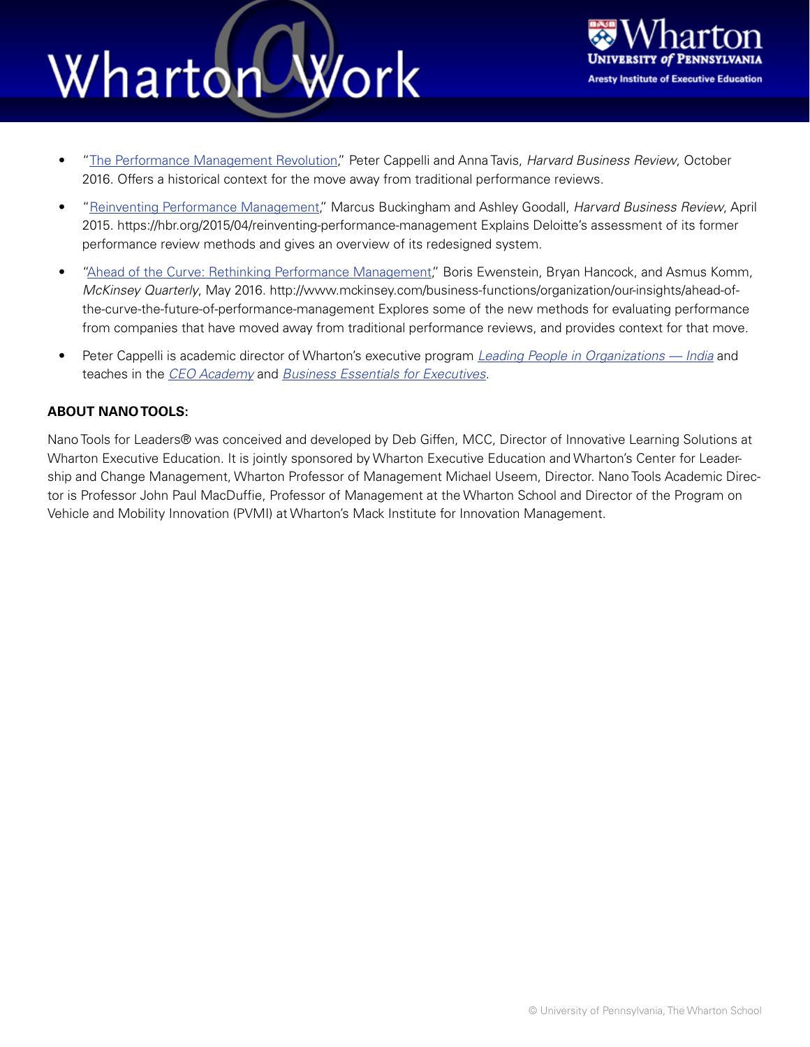- "The Performance Management Revolution," Peter Cappelli and Anna Tavis, *Harvard Business Review*, October 2016. Offers a historical context for the move away from traditional performance reviews.
- "Reinventing Performance Management," Marcus Buckingham and Ashley Goodall, *Harvard Business Review*, April 2015. https://hbr.org/2015/04/reinventing-performance-management Explains Deloitte's assessment of its former performance review methods and gives an overview of its redesigned system.
- "Ahead of the Curve: Rethinking Performance Management," Boris Ewenstein, Bryan Hancock, and Asmus Komm, *McKinsey Quarterly*, May 2016. http://www.mckinsey.com/business-functions/organization/our-insights/ahead-of-the-curve-the-future-of-performance-management Explores some of the new methods for evaluating performance from companies that have moved away from traditional performance reviews, and provides context for that move.
- Peter Cappelli is academic director of Wharton's executive program *Leading People in Organizations — India* and teaches in the *CEO Academy* and *Business Essentials for Executives*.

**ABOUT NANO TOOLS:**

Nano Tools for Leaders® was conceived and developed by Deb Giffen, MCC, Director of Innovative Learning Solutions at Wharton Executive Education. It is jointly sponsored by Wharton Executive Education and Wharton's Center for Leadership and Change Management, Wharton Professor of Management Michael Useem, Director. Nano Tools Academic Director is Professor John Paul MacDuffie, Professor of Management at the Wharton School and Director of the Program on Vehicle and Mobility Innovation (PVMI) at Wharton's Mack Institute for Innovation Management.